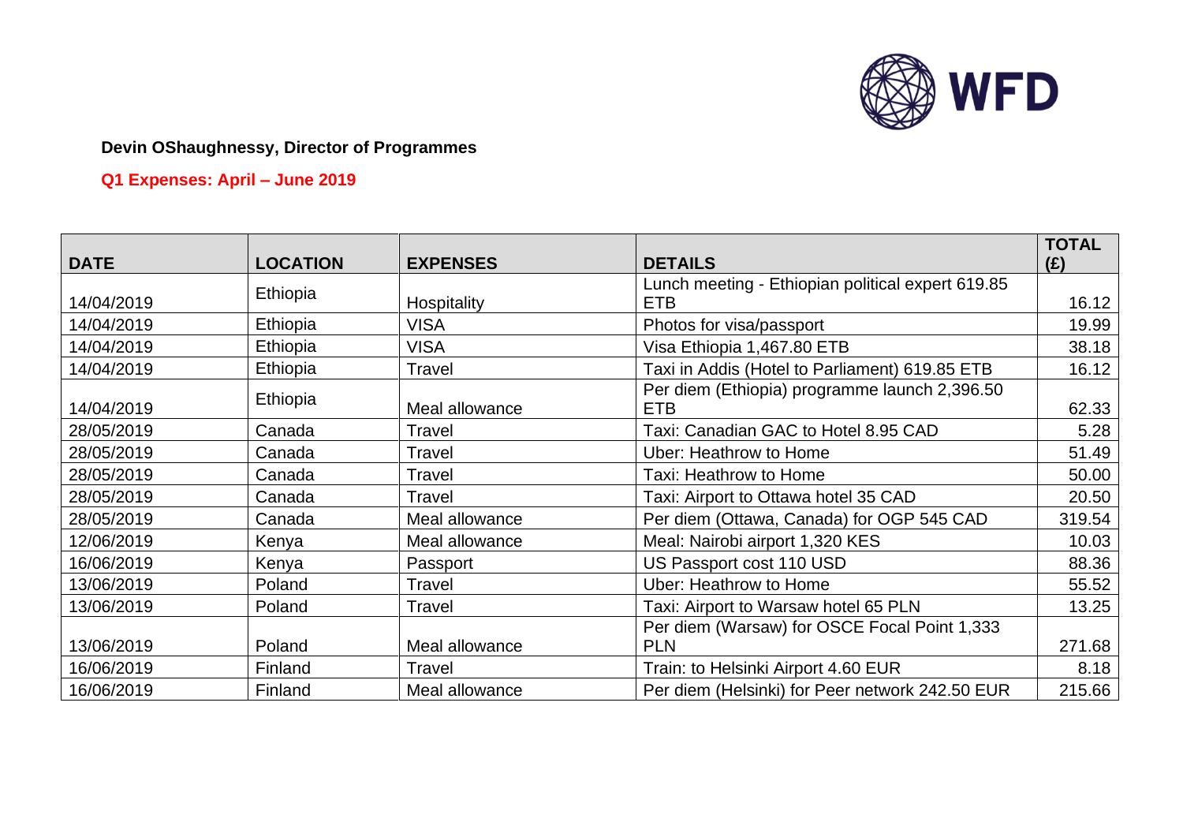**Devin OShaughnessy, Director of Programmes**

**Q1 Expenses: April – June 2019**

| DATE | LOCATION | EXPENSES | DETAILS | TOTAL (£) |
|---|---|---|---|---|
| 14/04/2019 | Ethiopia | Hospitality | Lunch meeting - Ethiopian political expert 619.85 ETB | 16.12 |
| 14/04/2019 | Ethiopia | VISA | Photos for visa/passport | 19.99 |
| 14/04/2019 | Ethiopia | VISA | Visa Ethiopia 1,467.80 ETB | 38.18 |
| 14/04/2019 | Ethiopia | Travel | Taxi in Addis (Hotel to Parliament) 619.85 ETB | 16.12 |
| 14/04/2019 | Ethiopia | Meal allowance | Per diem (Ethiopia) programme launch 2,396.50 ETB | 62.33 |
| 28/05/2019 | Canada | Travel | Taxi: Canadian GAC to Hotel 8.95 CAD | 5.28 |
| 28/05/2019 | Canada | Travel | Uber: Heathrow to Home | 51.49 |
| 28/05/2019 | Canada | Travel | Taxi: Heathrow to Home | 50.00 |
| 28/05/2019 | Canada | Travel | Taxi: Airport to Ottawa hotel 35 CAD | 20.50 |
| 28/05/2019 | Canada | Meal allowance | Per diem (Ottawa, Canada) for OGP 545 CAD | 319.54 |
| 12/06/2019 | Kenya | Meal allowance | Meal: Nairobi airport 1,320 KES | 10.03 |
| 16/06/2019 | Kenya | Passport | US Passport cost 110 USD | 88.36 |
| 13/06/2019 | Poland | Travel | Uber: Heathrow to Home | 55.52 |
| 13/06/2019 | Poland | Travel | Taxi: Airport to Warsaw hotel 65 PLN | 13.25 |
| 13/06/2019 | Poland | Meal allowance | Per diem (Warsaw) for OSCE Focal Point 1,333 PLN | 271.68 |
| 16/06/2019 | Finland | Travel | Train: to Helsinki Airport 4.60 EUR | 8.18 |
| 16/06/2019 | Finland | Meal allowance | Per diem (Helsinki) for Peer network 242.50 EUR | 215.66 |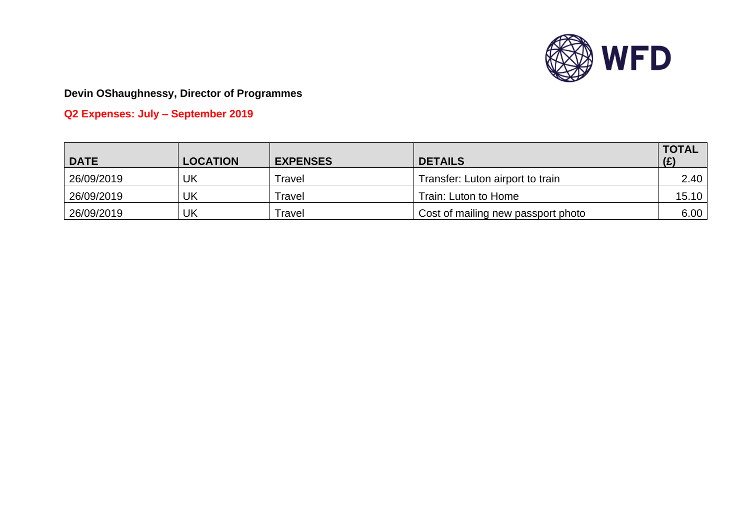**Devin OShaughnessy, Director of Programmes**

**Q2 Expenses: July – September 2019**

| DATE | LOCATION | EXPENSES | DETAILS | TOTAL (£) |
|---|---|---|---|---|
| 26/09/2019 | UK | Travel | Transfer: Luton airport to train | 2.40 |
| 26/09/2019 | UK | Travel | Train: Luton to Home | 15.10 |
| 26/09/2019 | UK | Travel | Cost of mailing new passport photo | 6.00 |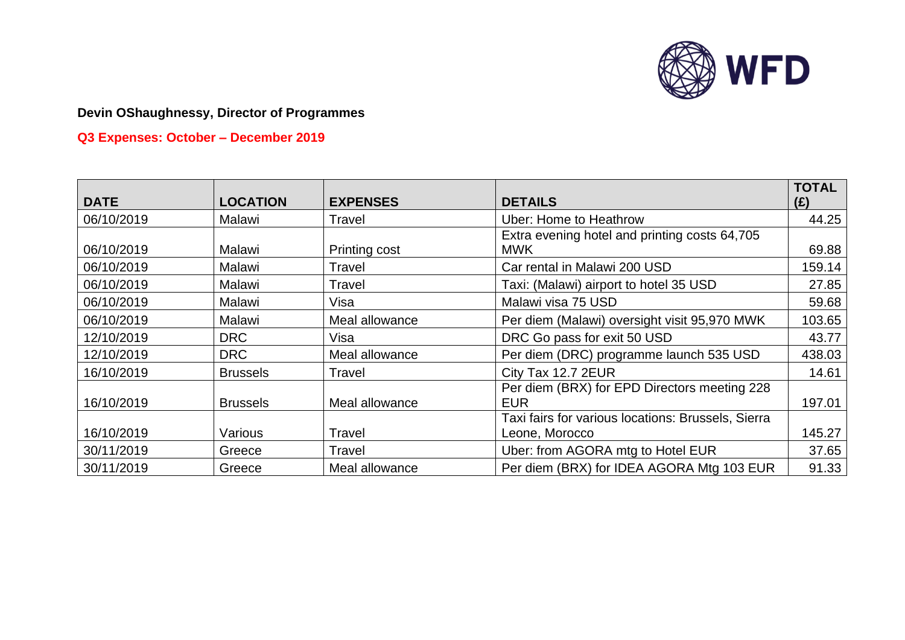**Devin OShaughnessy, Director of Programmes**

**Q3 Expenses: October – December 2019**

| DATE | LOCATION | EXPENSES | DETAILS | TOTAL (£) |
|---|---|---|---|---|
| 06/10/2019 | Malawi | Travel | Uber: Home to Heathrow | 44.25 |
| 06/10/2019 | Malawi | Printing cost | Extra evening hotel and printing costs 64,705 MWK | 69.88 |
| 06/10/2019 | Malawi | Travel | Car rental in Malawi 200 USD | 159.14 |
| 06/10/2019 | Malawi | Travel | Taxi: (Malawi) airport to hotel 35 USD | 27.85 |
| 06/10/2019 | Malawi | Visa | Malawi visa 75 USD | 59.68 |
| 06/10/2019 | Malawi | Meal allowance | Per diem (Malawi) oversight visit 95,970 MWK | 103.65 |
| 12/10/2019 | DRC | Visa | DRC Go pass for exit 50 USD | 43.77 |
| 12/10/2019 | DRC | Meal allowance | Per diem (DRC) programme launch 535 USD | 438.03 |
| 16/10/2019 | Brussels | Travel | City Tax 12.7 2EUR | 14.61 |
| 16/10/2019 | Brussels | Meal allowance | Per diem (BRX) for EPD Directors meeting 228 EUR | 197.01 |
| 16/10/2019 | Various | Travel | Taxi fairs for various locations: Brussels, Sierra Leone, Morocco | 145.27 |
| 30/11/2019 | Greece | Travel | Uber: from AGORA mtg to Hotel EUR | 37.65 |
| 30/11/2019 | Greece | Meal allowance | Per diem (BRX) for IDEA AGORA Mtg 103 EUR | 91.33 |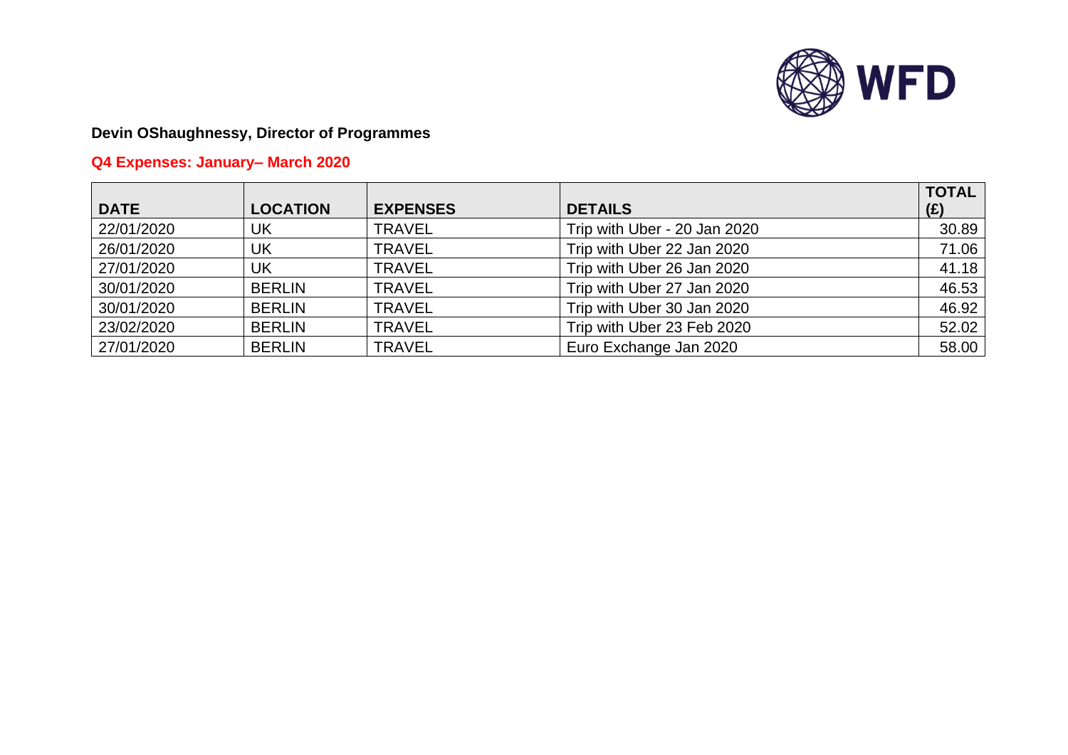**Devin OShaughnessy, Director of Programmes**

**Q4 Expenses: January– March 2020**

| DATE | LOCATION | EXPENSES | DETAILS | TOTAL (£) |
|---|---|---|---|---|
| 22/01/2020 | UK | TRAVEL | Trip with Uber - 20 Jan 2020 | 30.89 |
| 26/01/2020 | UK | TRAVEL | Trip with Uber 22 Jan 2020 | 71.06 |
| 27/01/2020 | UK | TRAVEL | Trip with Uber 26 Jan 2020 | 41.18 |
| 30/01/2020 | BERLIN | TRAVEL | Trip with Uber 27 Jan 2020 | 46.53 |
| 30/01/2020 | BERLIN | TRAVEL | Trip with Uber 30 Jan 2020 | 46.92 |
| 23/02/2020 | BERLIN | TRAVEL | Trip with Uber 23 Feb 2020 | 52.02 |
| 27/01/2020 | BERLIN | TRAVEL | Euro Exchange Jan 2020 | 58.00 |